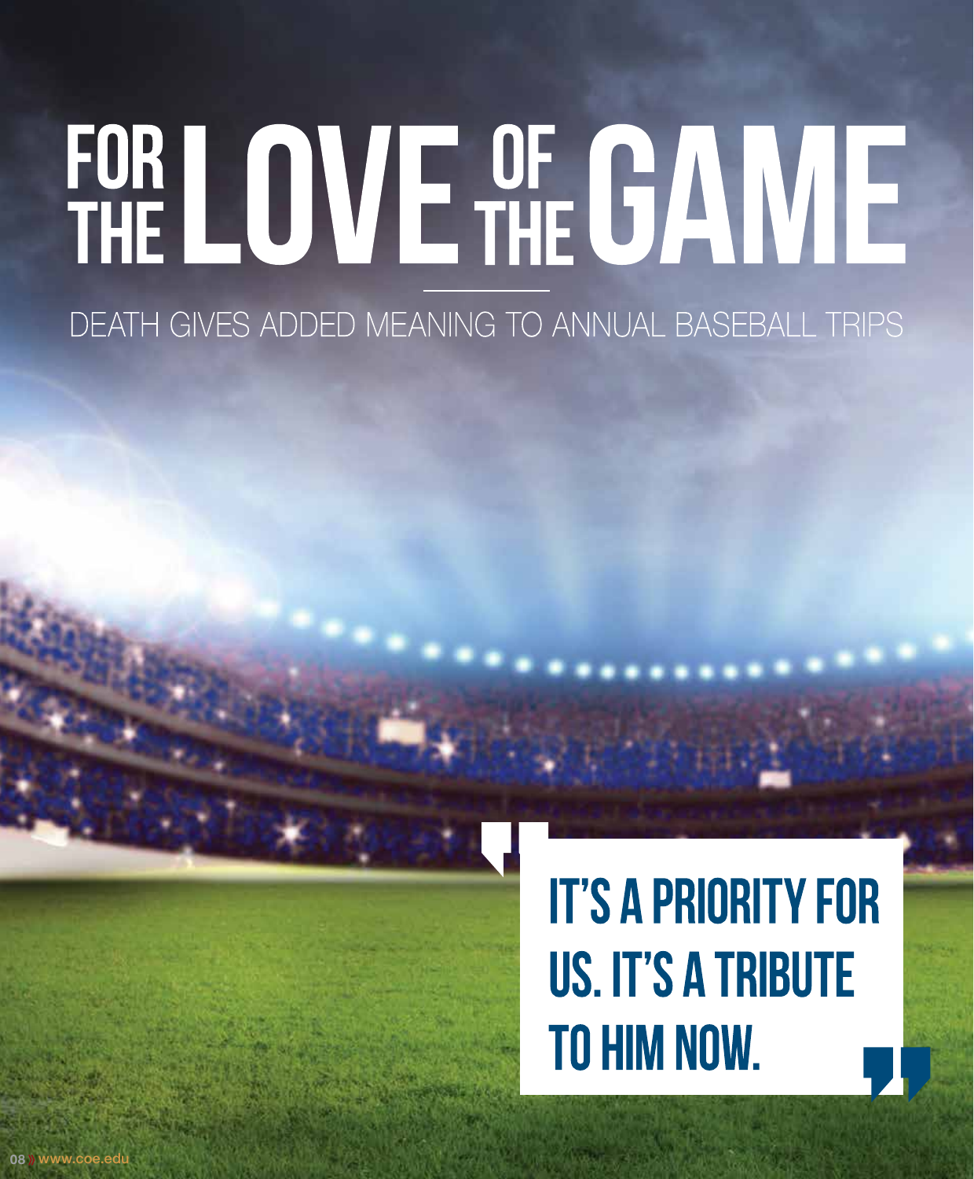# FOR THE LOVE OF THE GAME

## DEATH GIVES ADDED MEANING TO ANNUAL BASEBALL TRIPS

> "IT'S A PRIORITY FOR US. IT'S A TRIBUTE TO HIM NOW."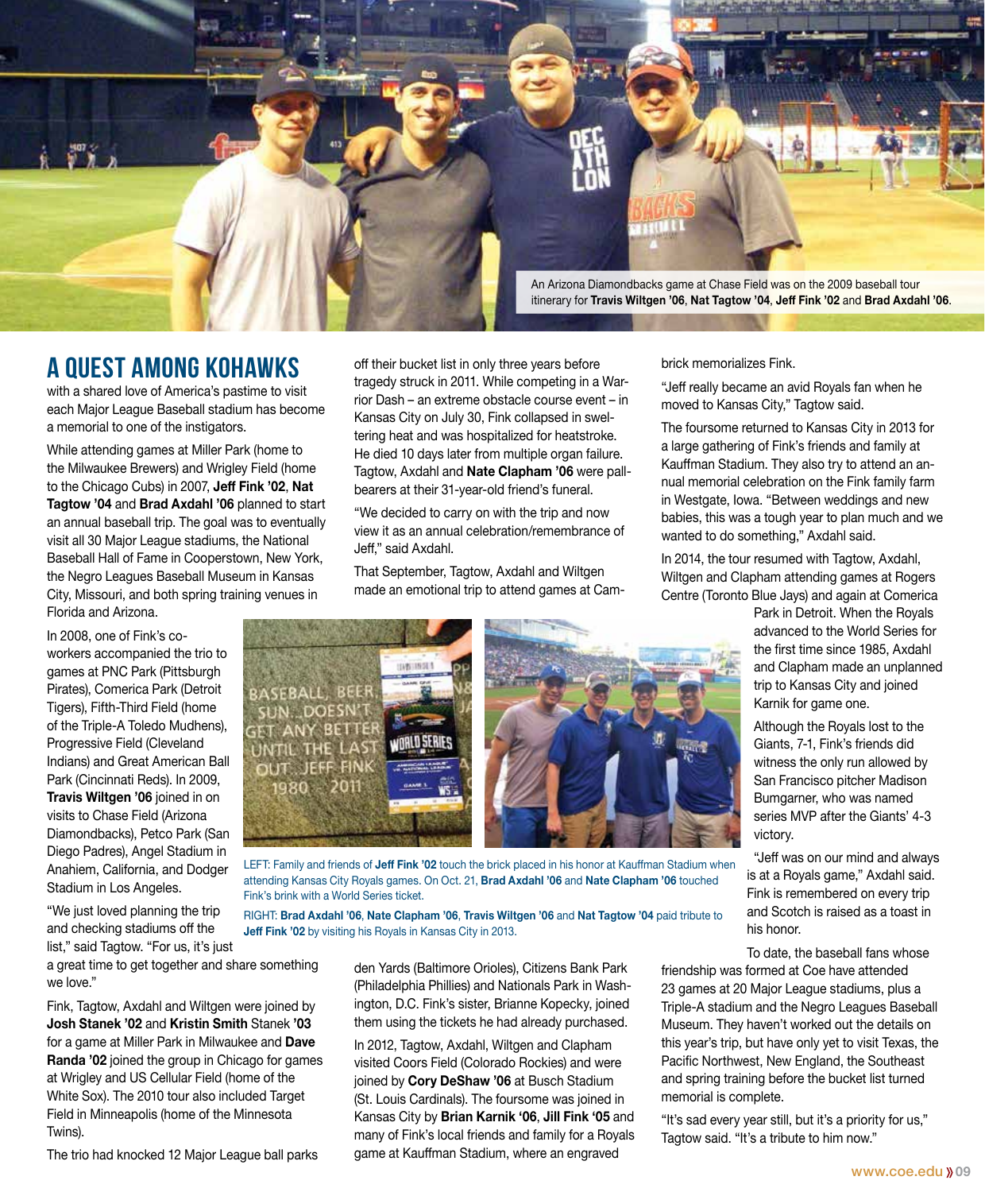An Arizona Diamondbacks game at Chase Field was on the 2009 baseball tour itinerary for **Travis Wiltgen '06**, **Nat Tagtow '04**, **Jeff Fink '02** and **Brad Axdahl '06**.

# A QUEST AMONG KOHAWKS

with a shared love of America's pastime to visit each Major League Baseball stadium has become a memorial to one of the instigators.

While attending games at Miller Park (home to the Milwaukee Brewers) and Wrigley Field (home to the Chicago Cubs) in 2007, **Jeff Fink '02**, **Nat Tagtow '04** and **Brad Axdahl '06** planned to start an annual baseball trip. The goal was to eventually visit all 30 Major League stadiums, the National Baseball Hall of Fame in Cooperstown, New York, the Negro Leagues Baseball Museum in Kansas City, Missouri, and both spring training venues in Florida and Arizona.

In 2008, one of Fink's co-workers accompanied the trio to games at PNC Park (Pittsburgh Pirates), Comerica Park (Detroit Tigers), Fifth-Third Field (home of the Triple-A Toledo Mudhens), Progressive Field (Cleveland Indians) and Great American Ball Park (Cincinnati Reds). In 2009, **Travis Wiltgen '06** joined in on visits to Chase Field (Arizona Diamondbacks), Petco Park (San Diego Padres), Angel Stadium in Anaheim, California, and Dodger Stadium in Los Angeles.

"We just loved planning the trip and checking stadiums off the list," said Tagtow. "For us, it's just a great time to get together and share something we love."

Fink, Tagtow, Axdahl and Wiltgen were joined by **Josh Stanek '02** and **Kristin Smith** Stanek **'03** for a game at Miller Park in Milwaukee and **Dave Randa '02** joined the group in Chicago for games at Wrigley and US Cellular Field (home of the White Sox). The 2010 tour also included Target Field in Minneapolis (home of the Minnesota Twins).

The trio had knocked 12 Major League ball parks off their bucket list in only three years before tragedy struck in 2011. While competing in a Warrior Dash – an extreme obstacle course event – in Kansas City on July 30, Fink collapsed in sweltering heat and was hospitalized for heatstroke. He died 10 days later from multiple organ failure. Tagtow, Axdahl and **Nate Clapham '06** were pallbearers at their 31-year-old friend's funeral.

"We decided to carry on with the trip and now view it as an annual celebration/remembrance of Jeff," said Axdahl.

That September, Tagtow, Axdahl and Wiltgen made an emotional trip to attend games at Camden Yards (Baltimore Orioles), Citizens Bank Park (Philadelphia Phillies) and Nationals Park in Washington, D.C. Fink's sister, Brianne Kopecky, joined them using the tickets he had already purchased.

In 2012, Tagtow, Axdahl, Wiltgen and Clapham visited Coors Field (Colorado Rockies) and were joined by **Cory DeShaw '06** at Busch Stadium (St. Louis Cardinals). The foursome was joined in Kansas City by **Brian Karnik '06**, **Jill Fink '05** and many of Fink's local friends and family for a Royals game at Kauffman Stadium, where an engraved brick memorializes Fink.

"Jeff really became an avid Royals fan when he moved to Kansas City," Tagtow said.

The foursome returned to Kansas City in 2013 for a large gathering of Fink's friends and family at Kauffman Stadium. They also try to attend an annual memorial celebration on the Fink family farm in Westgate, Iowa. "Between weddings and new babies, this was a tough year to plan much and we wanted to do something," Axdahl said.

In 2014, the tour resumed with Tagtow, Axdahl, Wiltgen and Clapham attending games at Rogers Centre (Toronto Blue Jays) and again at Comerica Park in Detroit. When the Royals advanced to the World Series for the first time since 1985, Axdahl and Clapham made an unplanned trip to Kansas City and joined Karnik for game one.

Although the Royals lost to the Giants, 7-1, Fink's friends did witness the only run allowed by San Francisco pitcher Madison Bumgarner, who was named series MVP after the Giants' 4-3 victory.

"Jeff was on our mind and always is at a Royals game," Axdahl said. Fink is remembered on every trip and Scotch is raised as a toast in his honor.

To date, the baseball fans whose friendship was formed at Coe have attended 23 games at 20 Major League stadiums, plus a Triple-A stadium and the Negro Leagues Baseball Museum. They haven't worked out the details on this year's trip, but have only yet to visit Texas, the Pacific Northwest, New England, the Southeast and spring training before the bucket list turned memorial is complete.

"It's sad every year still, but it's a priority for us," Tagtow said. "It's a tribute to him now."

BASEBALL, BEER, SUN...DOESN'T GET ANY BETTER UNTIL THE LAST OUT. JEFF FINK 1980 – 2011

LEFT: Family and friends of **Jeff Fink '02** touch the brick placed in his honor at Kauffman Stadium when attending Kansas City Royals games. On Oct. 21, **Brad Axdahl '06** and **Nate Clapham '06** touched Fink's brink with a World Series ticket.

RIGHT: **Brad Axdahl '06**, **Nate Clapham '06**, **Travis Wiltgen '06** and **Nat Tagtow '04** paid tribute to **Jeff Fink '02** by visiting his Royals in Kansas City in 2013.